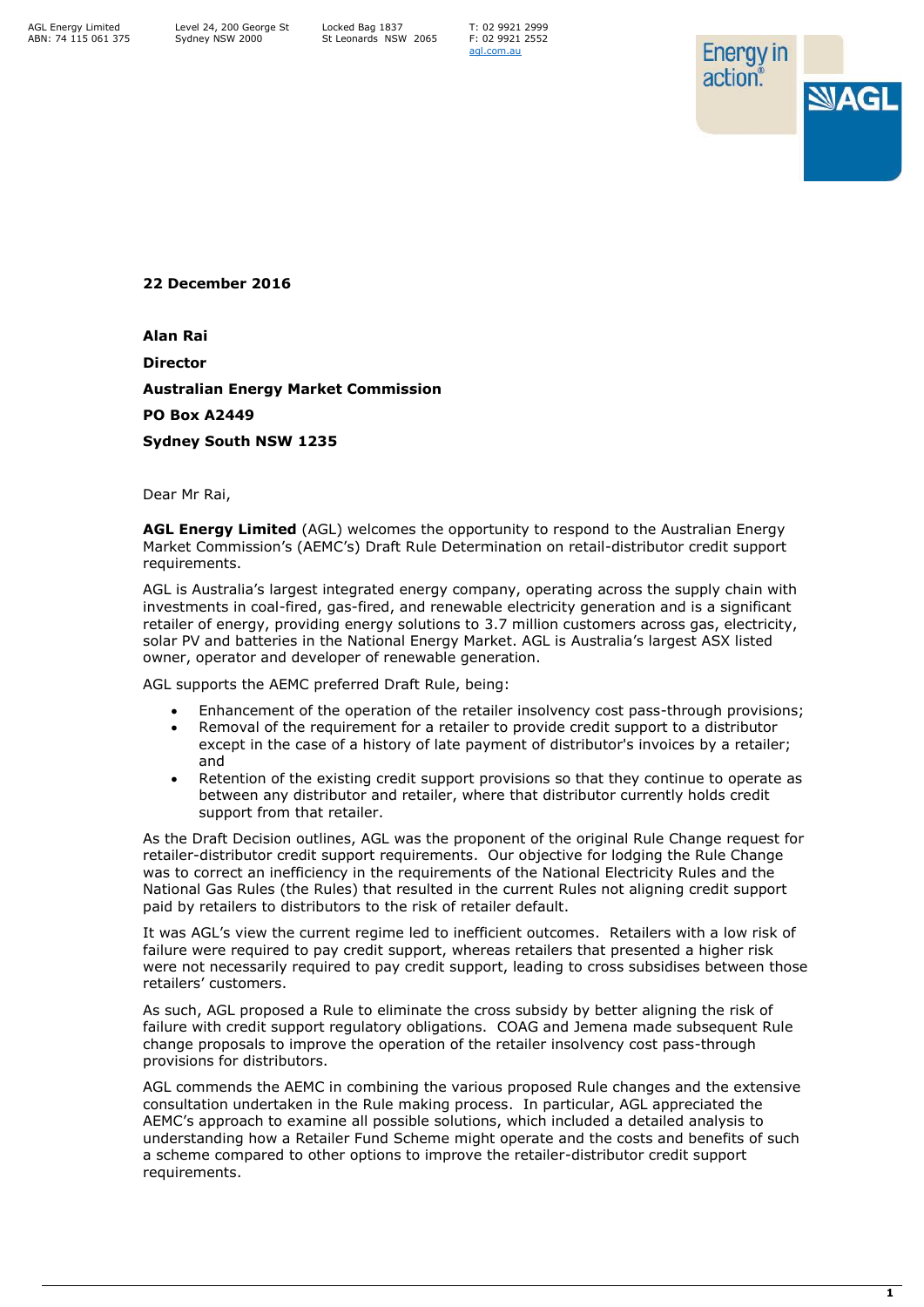AGL Energy Limited
ABN: 74 115 061 375

Level 24, 200 George St
Sydney NSW 2000

Locked Bag 1837
St Leonards NSW 2065

T: 02 9921 2999
F: 02 9921 2552
agl.com.au

**22 December 2016**

**Alan Rai**

**Director**

**Australian Energy Market Commission**

**PO Box A2449**

**Sydney South NSW 1235**

Dear Mr Rai,

**AGL Energy Limited** (AGL) welcomes the opportunity to respond to the Australian Energy Market Commission's (AEMC's) Draft Rule Determination on retail-distributor credit support requirements.

AGL is Australia's largest integrated energy company, operating across the supply chain with investments in coal-fired, gas-fired, and renewable electricity generation and is a significant retailer of energy, providing energy solutions to 3.7 million customers across gas, electricity, solar PV and batteries in the National Energy Market. AGL is Australia's largest ASX listed owner, operator and developer of renewable generation.

AGL supports the AEMC preferred Draft Rule, being:

- Enhancement of the operation of the retailer insolvency cost pass-through provisions;
- Removal of the requirement for a retailer to provide credit support to a distributor except in the case of a history of late payment of distributor's invoices by a retailer; and
- Retention of the existing credit support provisions so that they continue to operate as between any distributor and retailer, where that distributor currently holds credit support from that retailer.

As the Draft Decision outlines, AGL was the proponent of the original Rule Change request for retailer-distributor credit support requirements. Our objective for lodging the Rule Change was to correct an inefficiency in the requirements of the National Electricity Rules and the National Gas Rules (the Rules) that resulted in the current Rules not aligning credit support paid by retailers to distributors to the risk of retailer default.

It was AGL's view the current regime led to inefficient outcomes. Retailers with a low risk of failure were required to pay credit support, whereas retailers that presented a higher risk were not necessarily required to pay credit support, leading to cross subsidises between those retailers' customers.

As such, AGL proposed a Rule to eliminate the cross subsidy by better aligning the risk of failure with credit support regulatory obligations. COAG and Jemena made subsequent Rule change proposals to improve the operation of the retailer insolvency cost pass-through provisions for distributors.

AGL commends the AEMC in combining the various proposed Rule changes and the extensive consultation undertaken in the Rule making process. In particular, AGL appreciated the AEMC's approach to examine all possible solutions, which included a detailed analysis to understanding how a Retailer Fund Scheme might operate and the costs and benefits of such a scheme compared to other options to improve the retailer-distributor credit support requirements.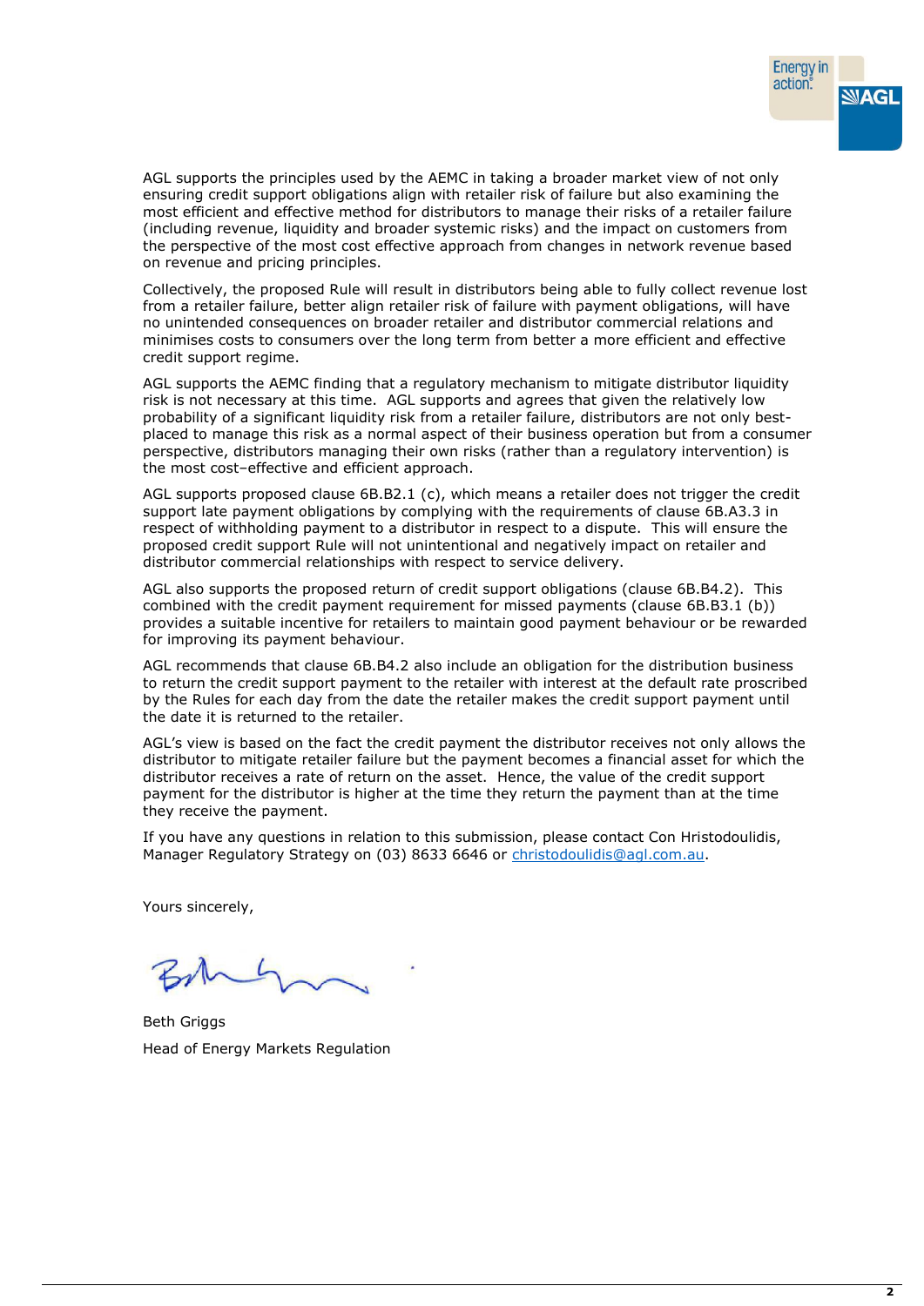AGL supports the principles used by the AEMC in taking a broader market view of not only ensuring credit support obligations align with retailer risk of failure but also examining the most efficient and effective method for distributors to manage their risks of a retailer failure (including revenue, liquidity and broader systemic risks) and the impact on customers from the perspective of the most cost effective approach from changes in network revenue based on revenue and pricing principles.

Collectively, the proposed Rule will result in distributors being able to fully collect revenue lost from a retailer failure, better align retailer risk of failure with payment obligations, will have no unintended consequences on broader retailer and distributor commercial relations and minimises costs to consumers over the long term from better a more efficient and effective credit support regime.

AGL supports the AEMC finding that a regulatory mechanism to mitigate distributor liquidity risk is not necessary at this time. AGL supports and agrees that given the relatively low probability of a significant liquidity risk from a retailer failure, distributors are not only best-placed to manage this risk as a normal aspect of their business operation but from a consumer perspective, distributors managing their own risks (rather than a regulatory intervention) is the most cost–effective and efficient approach.

AGL supports proposed clause 6B.B2.1 (c), which means a retailer does not trigger the credit support late payment obligations by complying with the requirements of clause 6B.A3.3 in respect of withholding payment to a distributor in respect to a dispute. This will ensure the proposed credit support Rule will not unintentional and negatively impact on retailer and distributor commercial relationships with respect to service delivery.

AGL also supports the proposed return of credit support obligations (clause 6B.B4.2). This combined with the credit payment requirement for missed payments (clause 6B.B3.1 (b)) provides a suitable incentive for retailers to maintain good payment behaviour or be rewarded for improving its payment behaviour.

AGL recommends that clause 6B.B4.2 also include an obligation for the distribution business to return the credit support payment to the retailer with interest at the default rate proscribed by the Rules for each day from the date the retailer makes the credit support payment until the date it is returned to the retailer.

AGL's view is based on the fact the credit payment the distributor receives not only allows the distributor to mitigate retailer failure but the payment becomes a financial asset for which the distributor receives a rate of return on the asset. Hence, the value of the credit support payment for the distributor is higher at the time they return the payment than at the time they receive the payment.

If you have any questions in relation to this submission, please contact Con Hristodoulidis, Manager Regulatory Strategy on (03) 8633 6646 or christodoulidis@agl.com.au.

Yours sincerely,

Beth Griggs
Head of Energy Markets Regulation